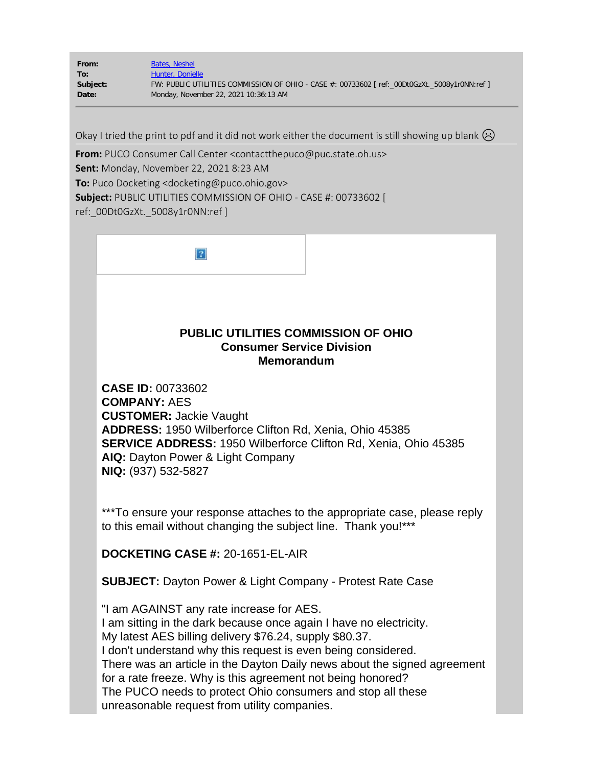| | |
|---|---|
| **From:** | Bates, Neshel |
| **To:** | Hunter, Donielle |
| **Subject:** | FW: PUBLIC UTILITIES COMMISSION OF OHIO - CASE #: 00733602 [ ref:_00Dt0GzXt._5008y1r0NN:ref ] |
| **Date:** | Monday, November 22, 2021 10:36:13 AM |

Okay I tried the print to pdf and it did not work either the document is still showing up blank ☹

**From:** PUCO Consumer Call Center <contactthepuco@puc.state.oh.us>
**Sent:** Monday, November 22, 2021 8:23 AM
**To:** Puco Docketing <docketing@puco.ohio.gov>
**Subject:** PUBLIC UTILITIES COMMISSION OF OHIO - CASE #: 00733602 [ ref:_00Dt0GzXt._5008y1r0NN:ref ]

**PUBLIC UTILITIES COMMISSION OF OHIO**
**Consumer Service Division**
**Memorandum**

**CASE ID:** 00733602
**COMPANY:** AES
**CUSTOMER:** Jackie Vaught
**ADDRESS:** 1950 Wilberforce Clifton Rd, Xenia, Ohio 45385
**SERVICE ADDRESS:** 1950 Wilberforce Clifton Rd, Xenia, Ohio 45385
**AIQ:** Dayton Power & Light Company
**NIQ:** (937) 532-5827

***To ensure your response attaches to the appropriate case, please reply to this email without changing the subject line. Thank you!***

**DOCKETING CASE #:** 20-1651-EL-AIR

**SUBJECT:** Dayton Power & Light Company - Protest Rate Case

"I am AGAINST any rate increase for AES.
I am sitting in the dark because once again I have no electricity.
My latest AES billing delivery $76.24, supply $80.37.
I don't understand why this request is even being considered.
There was an article in the Dayton Daily news about the signed agreement for a rate freeze. Why is this agreement not being honored?
The PUCO needs to protect Ohio consumers and stop all these unreasonable request from utility companies.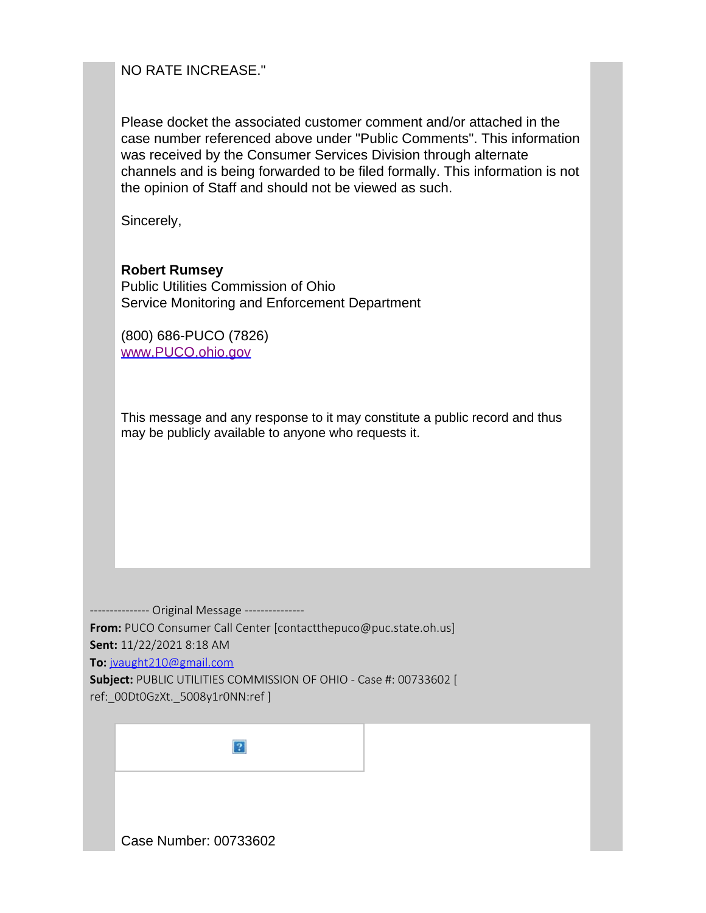NO RATE INCREASE."

Please docket the associated customer comment and/or attached in the case number referenced above under "Public Comments". This information was received by the Consumer Services Division through alternate channels and is being forwarded to be filed formally. This information is not the opinion of Staff and should not be viewed as such.

Sincerely,

**Robert Rumsey**
Public Utilities Commission of Ohio
Service Monitoring and Enforcement Department

(800) 686-PUCO (7826)
www.PUCO.ohio.gov

This message and any response to it may constitute a public record and thus may be publicly available to anyone who requests it.

--------------- Original Message ---------------
**From:** PUCO Consumer Call Center [contactthepuco@puc.state.oh.us]
**Sent:** 11/22/2021 8:18 AM
**To:** jvaught210@gmail.com
**Subject:** PUBLIC UTILITIES COMMISSION OF OHIO - Case #: 00733602 [ ref:_00Dt0GzXt._5008y1r0NN:ref ]

Case Number: 00733602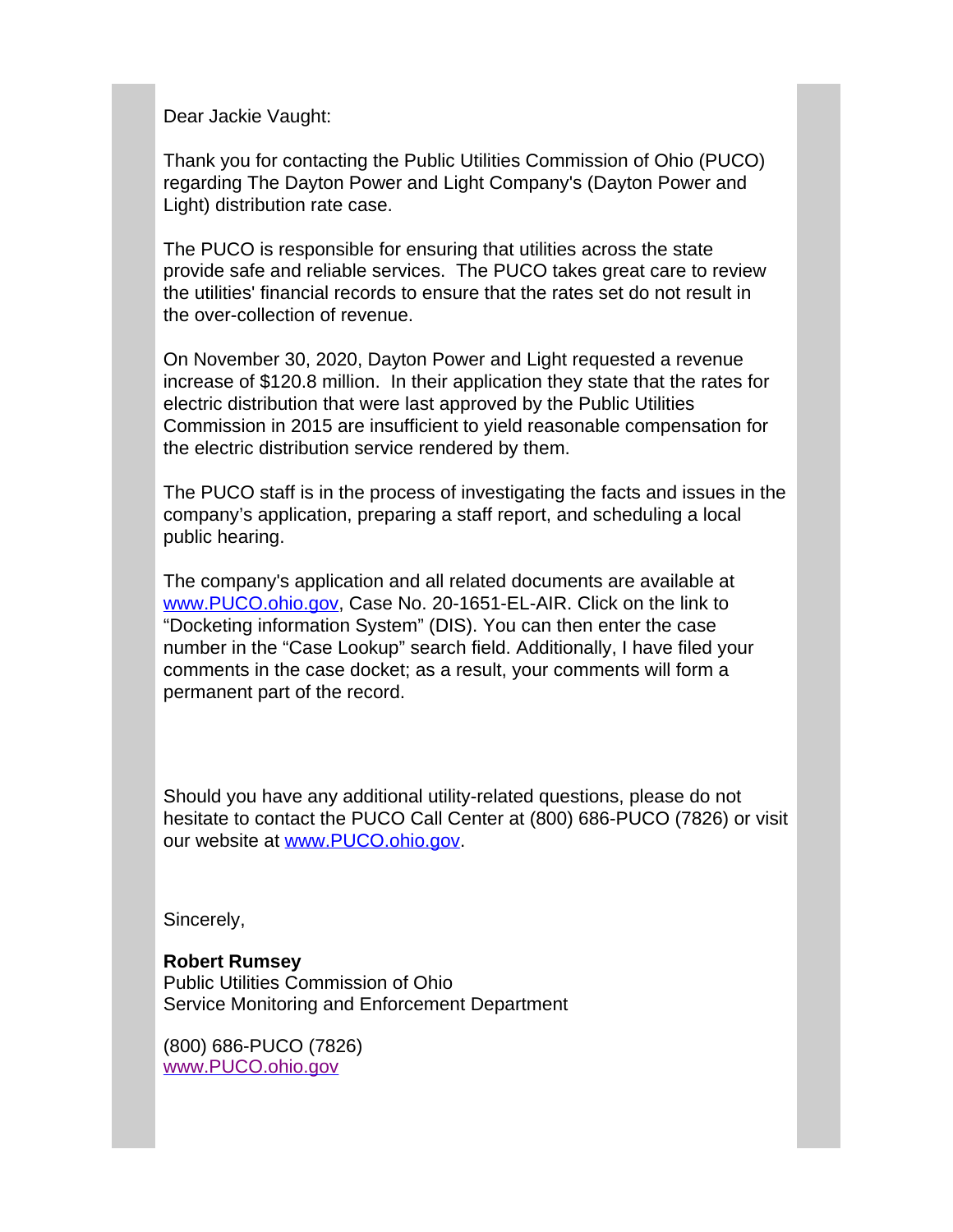Dear Jackie Vaught:

Thank you for contacting the Public Utilities Commission of Ohio (PUCO) regarding The Dayton Power and Light Company's (Dayton Power and Light) distribution rate case.

The PUCO is responsible for ensuring that utilities across the state provide safe and reliable services. The PUCO takes great care to review the utilities' financial records to ensure that the rates set do not result in the over-collection of revenue.

On November 30, 2020, Dayton Power and Light requested a revenue increase of $120.8 million. In their application they state that the rates for electric distribution that were last approved by the Public Utilities Commission in 2015 are insufficient to yield reasonable compensation for the electric distribution service rendered by them.

The PUCO staff is in the process of investigating the facts and issues in the company's application, preparing a staff report, and scheduling a local public hearing.

The company's application and all related documents are available at www.PUCO.ohio.gov, Case No. 20-1651-EL-AIR. Click on the link to "Docketing information System" (DIS). You can then enter the case number in the "Case Lookup" search field. Additionally, I have filed your comments in the case docket; as a result, your comments will form a permanent part of the record.

Should you have any additional utility-related questions, please do not hesitate to contact the PUCO Call Center at (800) 686-PUCO (7826) or visit our website at www.PUCO.ohio.gov.

Sincerely,

**Robert Rumsey**
Public Utilities Commission of Ohio
Service Monitoring and Enforcement Department

(800) 686-PUCO (7826)
www.PUCO.ohio.gov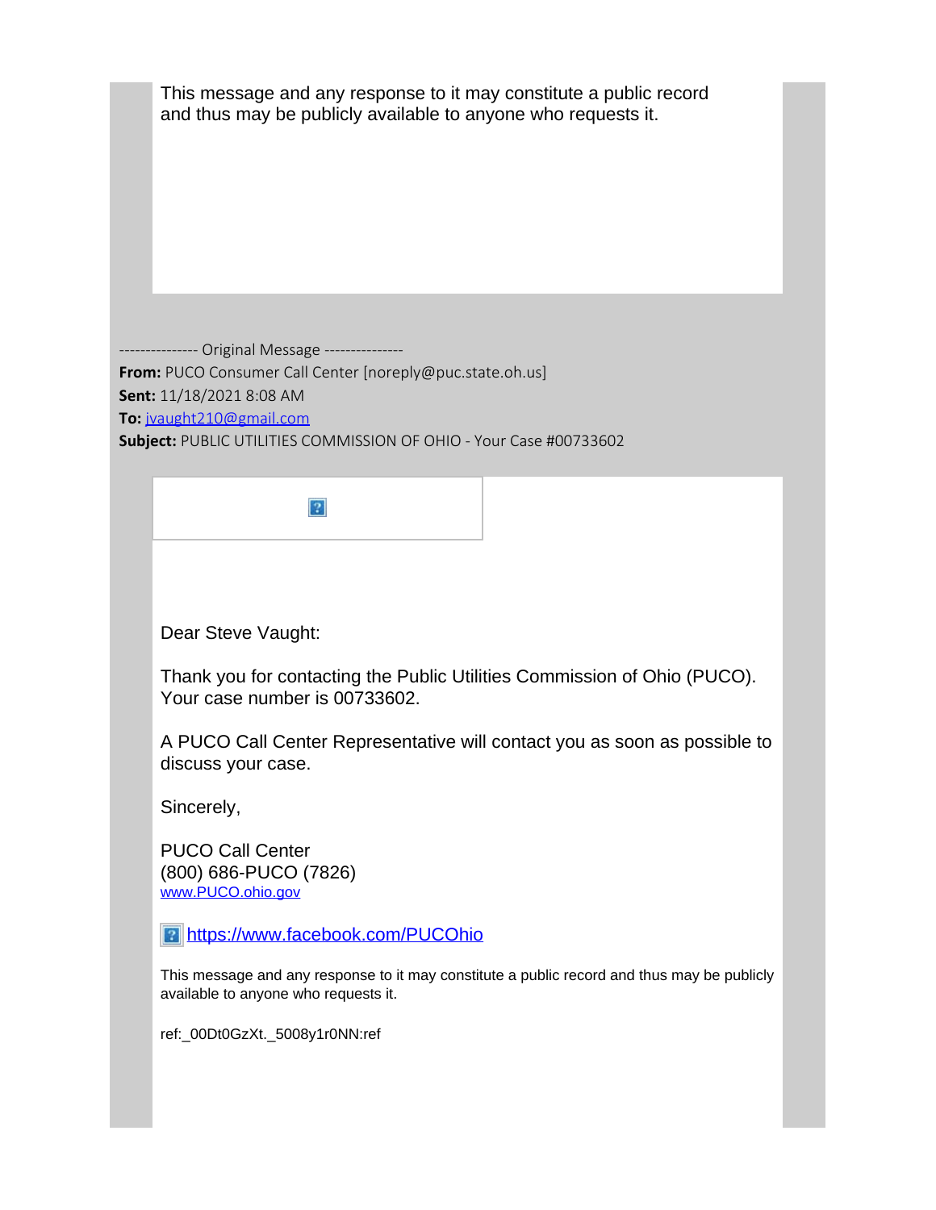This message and any response to it may constitute a public record and thus may be publicly available to anyone who requests it.

--------------- Original Message ---------------

**From:** PUCO Consumer Call Center [noreply@puc.state.oh.us]

**Sent:** 11/18/2021 8:08 AM

**To:** jvaught210@gmail.com

**Subject:** PUBLIC UTILITIES COMMISSION OF OHIO - Your Case #00733602

Dear Steve Vaught:

Thank you for contacting the Public Utilities Commission of Ohio (PUCO). Your case number is 00733602.

A PUCO Call Center Representative will contact you as soon as possible to discuss your case.

Sincerely,

PUCO Call Center
(800) 686-PUCO (7826)
www.PUCO.ohio.gov

https://www.facebook.com/PUCOhio

This message and any response to it may constitute a public record and thus may be publicly available to anyone who requests it.

ref:_00Dt0GzXt._5008y1r0NN:ref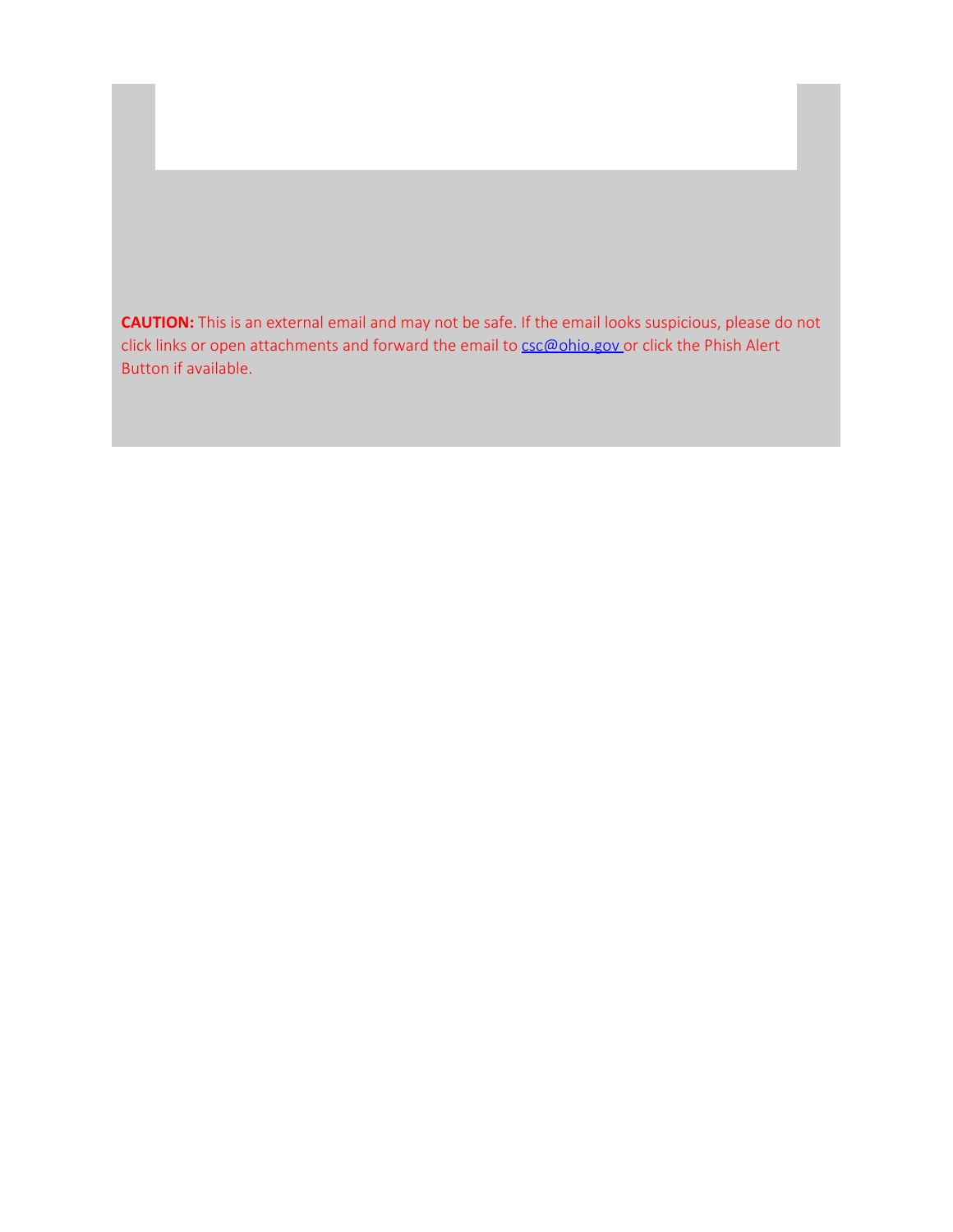**CAUTION:** This is an external email and may not be safe. If the email looks suspicious, please do not click links or open attachments and forward the email to csc@ohio.gov or click the Phish Alert Button if available.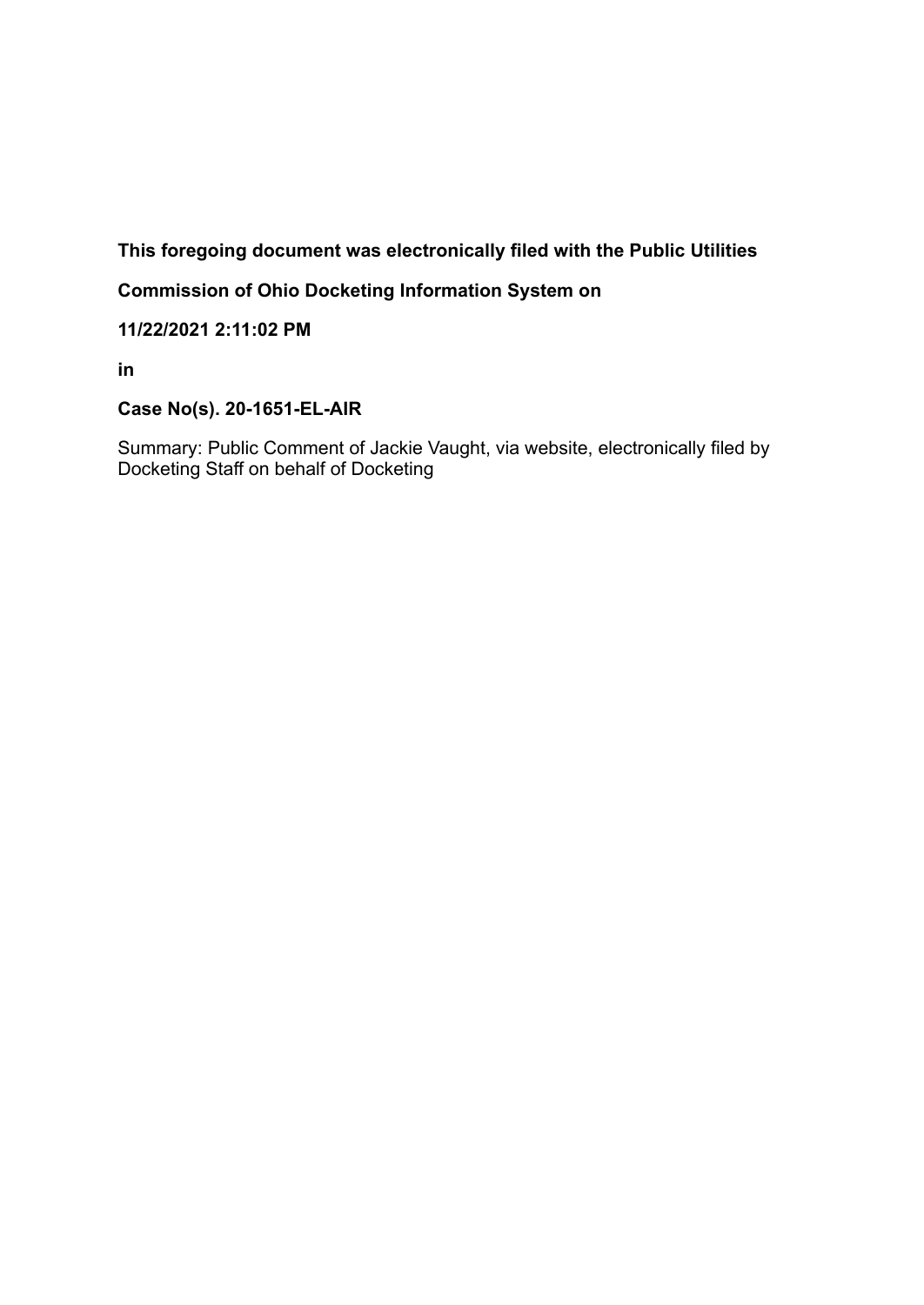**This foregoing document was electronically filed with the Public Utilities**

**Commission of Ohio Docketing Information System on**

**11/22/2021 2:11:02 PM**

**in**

**Case No(s). 20-1651-EL-AIR**

Summary: Public Comment of Jackie Vaught, via website, electronically filed by Docketing Staff on behalf of Docketing